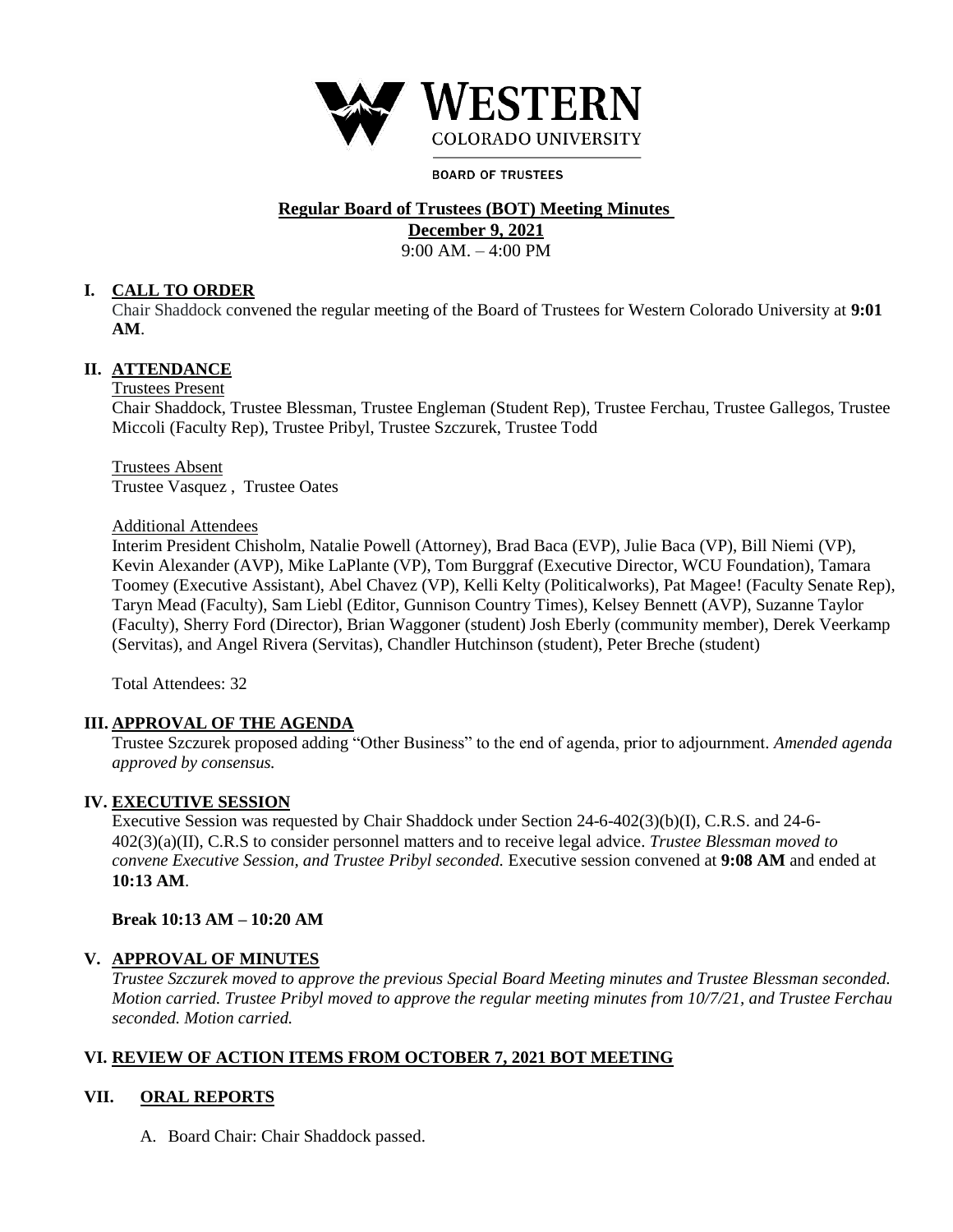WESTERN
COLORADO UNIVERSITY

BOARD OF TRUSTEES

**Regular Board of Trustees (BOT) Meeting Minutes**
**December 9, 2021**
9:00 AM. – 4:00 PM

## I. CALL TO ORDER

Chair Shaddock convened the regular meeting of the Board of Trustees for Western Colorado University at **9:01 AM**.

## II. ATTENDANCE

Trustees Present
Chair Shaddock, Trustee Blessman, Trustee Engleman (Student Rep), Trustee Ferchau, Trustee Gallegos, Trustee Miccoli (Faculty Rep), Trustee Pribyl, Trustee Szczurek, Trustee Todd

Trustees Absent
Trustee Vasquez , Trustee Oates

Additional Attendees
Interim President Chisholm, Natalie Powell (Attorney), Brad Baca (EVP), Julie Baca (VP), Bill Niemi (VP), Kevin Alexander (AVP), Mike LaPlante (VP), Tom Burggraf (Executive Director, WCU Foundation), Tamara Toomey (Executive Assistant), Abel Chavez (VP), Kelli Kelty (Politicalworks), Pat Magee! (Faculty Senate Rep), Taryn Mead (Faculty), Sam Liebl (Editor, Gunnison Country Times), Kelsey Bennett (AVP), Suzanne Taylor (Faculty), Sherry Ford (Director), Brian Waggoner (student) Josh Eberly (community member), Derek Veerkamp (Servitas), and Angel Rivera (Servitas), Chandler Hutchinson (student), Peter Breche (student)

Total Attendees: 32

## III. APPROVAL OF THE AGENDA

Trustee Szczurek proposed adding "Other Business" to the end of agenda, prior to adjournment. *Amended agenda approved by consensus.*

## IV. EXECUTIVE SESSION

Executive Session was requested by Chair Shaddock under Section 24-6-402(3)(b)(I), C.R.S. and 24-6-402(3)(a)(II), C.R.S to consider personnel matters and to receive legal advice. *Trustee Blessman moved to convene Executive Session, and Trustee Pribyl seconded.* Executive session convened at **9:08 AM** and ended at **10:13 AM**.

**Break 10:13 AM – 10:20 AM**

## V. APPROVAL OF MINUTES

*Trustee Szczurek moved to approve the previous Special Board Meeting minutes and Trustee Blessman seconded. Motion carried. Trustee Pribyl moved to approve the regular meeting minutes from 10/7/21, and Trustee Ferchau seconded. Motion carried.*

## VI. REVIEW OF ACTION ITEMS FROM OCTOBER 7, 2021 BOT MEETING

## VII. ORAL REPORTS

A. Board Chair: Chair Shaddock passed.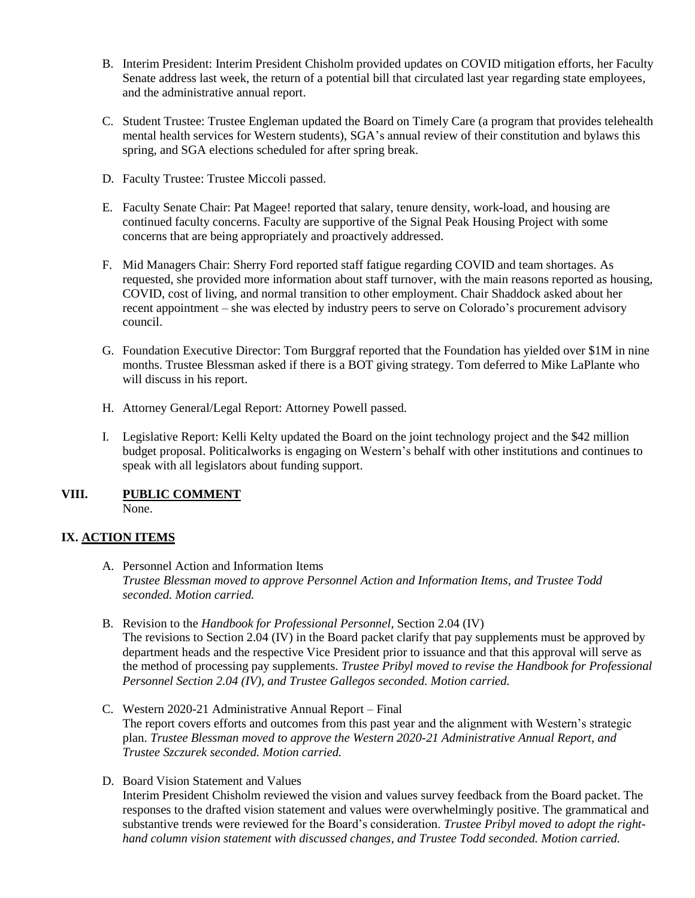B. Interim President: Interim President Chisholm provided updates on COVID mitigation efforts, her Faculty Senate address last week, the return of a potential bill that circulated last year regarding state employees, and the administrative annual report.

C. Student Trustee: Trustee Engleman updated the Board on Timely Care (a program that provides telehealth mental health services for Western students), SGA's annual review of their constitution and bylaws this spring, and SGA elections scheduled for after spring break.

D. Faculty Trustee: Trustee Miccoli passed.

E. Faculty Senate Chair: Pat Magee! reported that salary, tenure density, work-load, and housing are continued faculty concerns. Faculty are supportive of the Signal Peak Housing Project with some concerns that are being appropriately and proactively addressed.

F. Mid Managers Chair: Sherry Ford reported staff fatigue regarding COVID and team shortages. As requested, she provided more information about staff turnover, with the main reasons reported as housing, COVID, cost of living, and normal transition to other employment. Chair Shaddock asked about her recent appointment – she was elected by industry peers to serve on Colorado's procurement advisory council.

G. Foundation Executive Director: Tom Burggraf reported that the Foundation has yielded over $1M in nine months. Trustee Blessman asked if there is a BOT giving strategy. Tom deferred to Mike LaPlante who will discuss in his report.

H. Attorney General/Legal Report: Attorney Powell passed.

I. Legislative Report: Kelli Kelty updated the Board on the joint technology project and the $42 million budget proposal. Politicalworks is engaging on Western's behalf with other institutions and continues to speak with all legislators about funding support.

## VIII. PUBLIC COMMENT

None.

## IX. ACTION ITEMS

A. Personnel Action and Information Items
*Trustee Blessman moved to approve Personnel Action and Information Items, and Trustee Todd seconded. Motion carried.*

B. Revision to the *Handbook for Professional Personnel*, Section 2.04 (IV)
The revisions to Section 2.04 (IV) in the Board packet clarify that pay supplements must be approved by department heads and the respective Vice President prior to issuance and that this approval will serve as the method of processing pay supplements. *Trustee Pribyl moved to revise the Handbook for Professional Personnel Section 2.04 (IV), and Trustee Gallegos seconded. Motion carried.*

C. Western 2020-21 Administrative Annual Report – Final
The report covers efforts and outcomes from this past year and the alignment with Western's strategic plan. *Trustee Blessman moved to approve the Western 2020-21 Administrative Annual Report, and Trustee Szczurek seconded. Motion carried.*

D. Board Vision Statement and Values
Interim President Chisholm reviewed the vision and values survey feedback from the Board packet. The responses to the drafted vision statement and values were overwhelmingly positive. The grammatical and substantive trends were reviewed for the Board's consideration. *Trustee Pribyl moved to adopt the right-hand column vision statement with discussed changes, and Trustee Todd seconded. Motion carried.*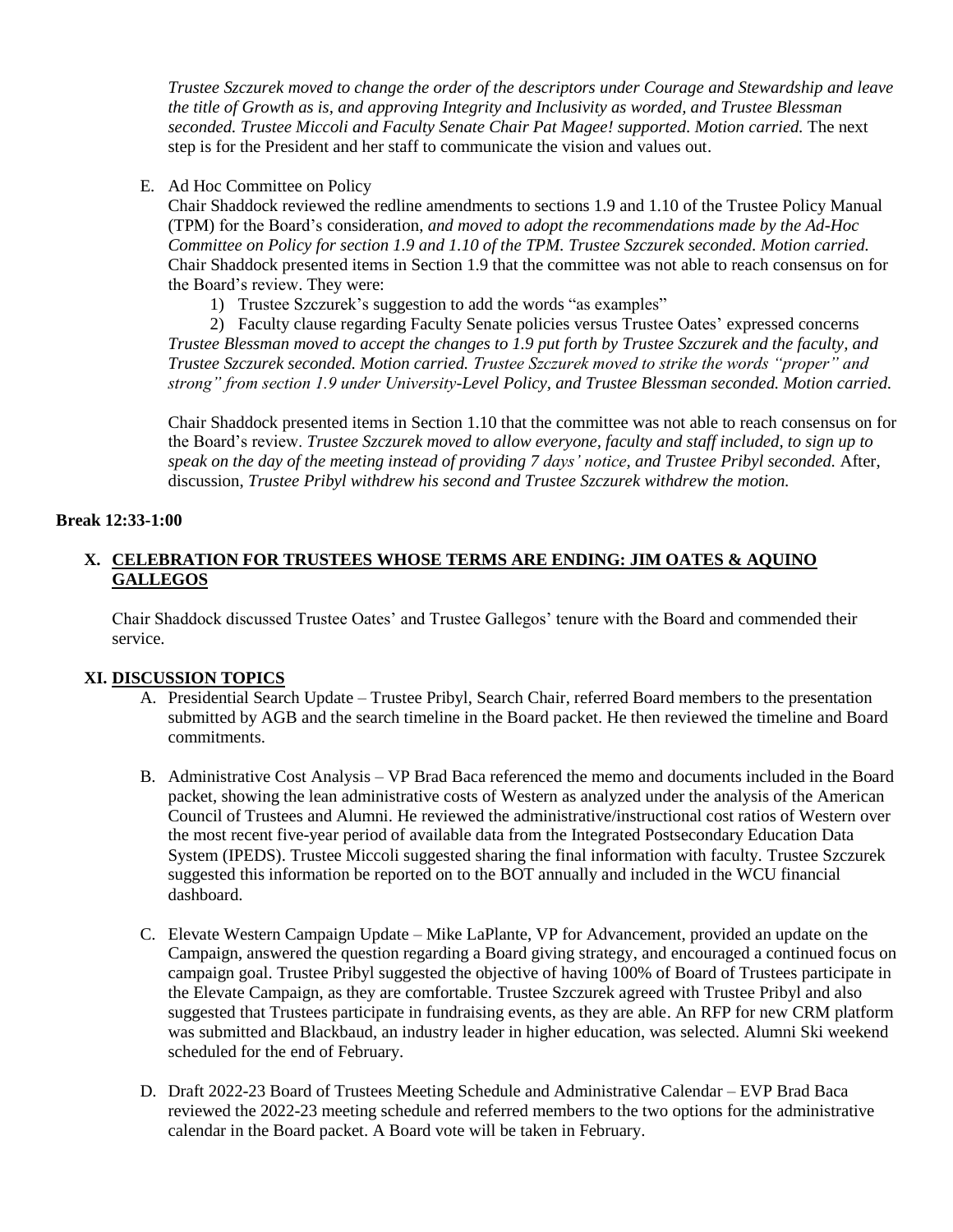*Trustee Szczurek moved to change the order of the descriptors under Courage and Stewardship and leave the title of Growth as is, and approving Integrity and Inclusivity as worded, and Trustee Blessman seconded. Trustee Miccoli and Faculty Senate Chair Pat Magee! supported. Motion carried.* The next step is for the President and her staff to communicate the vision and values out.

E. Ad Hoc Committee on Policy

Chair Shaddock reviewed the redline amendments to sections 1.9 and 1.10 of the Trustee Policy Manual (TPM) for the Board's consideration, *and moved to adopt the recommendations made by the Ad-Hoc Committee on Policy for section 1.9 and 1.10 of the TPM. Trustee Szczurek seconded. Motion carried.* Chair Shaddock presented items in Section 1.9 that the committee was not able to reach consensus on for the Board's review. They were:

1) Trustee Szczurek's suggestion to add the words "as examples"
2) Faculty clause regarding Faculty Senate policies versus Trustee Oates' expressed concerns

*Trustee Blessman moved to accept the changes to 1.9 put forth by Trustee Szczurek and the faculty, and Trustee Szczurek seconded. Motion carried. Trustee Szczurek moved to strike the words "proper" and strong" from section 1.9 under University-Level Policy, and Trustee Blessman seconded. Motion carried.*

Chair Shaddock presented items in Section 1.10 that the committee was not able to reach consensus on for the Board's review. *Trustee Szczurek moved to allow everyone, faculty and staff included, to sign up to speak on the day of the meeting instead of providing 7 days' notice, and Trustee Pribyl seconded.* After, discussion, *Trustee Pribyl withdrew his second and Trustee Szczurek withdrew the motion.*

**Break 12:33-1:00**

## X. CELEBRATION FOR TRUSTEES WHOSE TERMS ARE ENDING: JIM OATES & AQUINO GALLEGOS

Chair Shaddock discussed Trustee Oates' and Trustee Gallegos' tenure with the Board and commended their service.

## XI. DISCUSSION TOPICS

A. Presidential Search Update – Trustee Pribyl, Search Chair, referred Board members to the presentation submitted by AGB and the search timeline in the Board packet. He then reviewed the timeline and Board commitments.

B. Administrative Cost Analysis – VP Brad Baca referenced the memo and documents included in the Board packet, showing the lean administrative costs of Western as analyzed under the analysis of the American Council of Trustees and Alumni. He reviewed the administrative/instructional cost ratios of Western over the most recent five-year period of available data from the Integrated Postsecondary Education Data System (IPEDS). Trustee Miccoli suggested sharing the final information with faculty. Trustee Szczurek suggested this information be reported on to the BOT annually and included in the WCU financial dashboard.

C. Elevate Western Campaign Update – Mike LaPlante, VP for Advancement, provided an update on the Campaign, answered the question regarding a Board giving strategy, and encouraged a continued focus on campaign goal. Trustee Pribyl suggested the objective of having 100% of Board of Trustees participate in the Elevate Campaign, as they are comfortable. Trustee Szczurek agreed with Trustee Pribyl and also suggested that Trustees participate in fundraising events, as they are able. An RFP for new CRM platform was submitted and Blackbaud, an industry leader in higher education, was selected. Alumni Ski weekend scheduled for the end of February.

D. Draft 2022-23 Board of Trustees Meeting Schedule and Administrative Calendar – EVP Brad Baca reviewed the 2022-23 meeting schedule and referred members to the two options for the administrative calendar in the Board packet. A Board vote will be taken in February.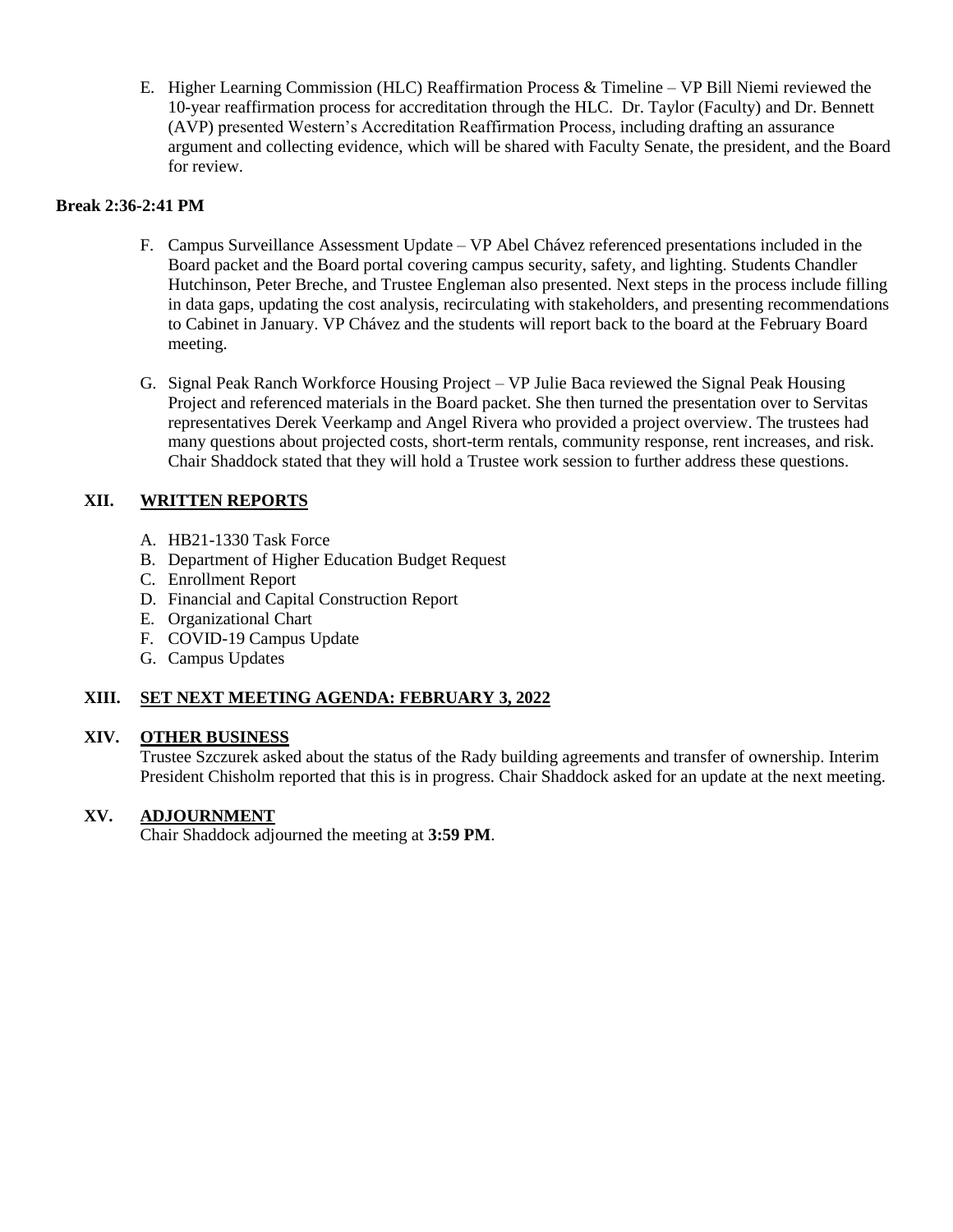E. Higher Learning Commission (HLC) Reaffirmation Process & Timeline – VP Bill Niemi reviewed the 10-year reaffirmation process for accreditation through the HLC. Dr. Taylor (Faculty) and Dr. Bennett (AVP) presented Western's Accreditation Reaffirmation Process, including drafting an assurance argument and collecting evidence, which will be shared with Faculty Senate, the president, and the Board for review.

**Break 2:36-2:41 PM**

F. Campus Surveillance Assessment Update – VP Abel Chávez referenced presentations included in the Board packet and the Board portal covering campus security, safety, and lighting. Students Chandler Hutchinson, Peter Breche, and Trustee Engleman also presented. Next steps in the process include filling in data gaps, updating the cost analysis, recirculating with stakeholders, and presenting recommendations to Cabinet in January. VP Chávez and the students will report back to the board at the February Board meeting.

G. Signal Peak Ranch Workforce Housing Project – VP Julie Baca reviewed the Signal Peak Housing Project and referenced materials in the Board packet. She then turned the presentation over to Servitas representatives Derek Veerkamp and Angel Rivera who provided a project overview. The trustees had many questions about projected costs, short-term rentals, community response, rent increases, and risk. Chair Shaddock stated that they will hold a Trustee work session to further address these questions.

## XII. WRITTEN REPORTS

A. HB21-1330 Task Force
B. Department of Higher Education Budget Request
C. Enrollment Report
D. Financial and Capital Construction Report
E. Organizational Chart
F. COVID-19 Campus Update
G. Campus Updates

## XIII. SET NEXT MEETING AGENDA: FEBRUARY 3, 2022

## XIV. OTHER BUSINESS

Trustee Szczurek asked about the status of the Rady building agreements and transfer of ownership. Interim President Chisholm reported that this is in progress. Chair Shaddock asked for an update at the next meeting.

## XV. ADJOURNMENT

Chair Shaddock adjourned the meeting at **3:59 PM**.